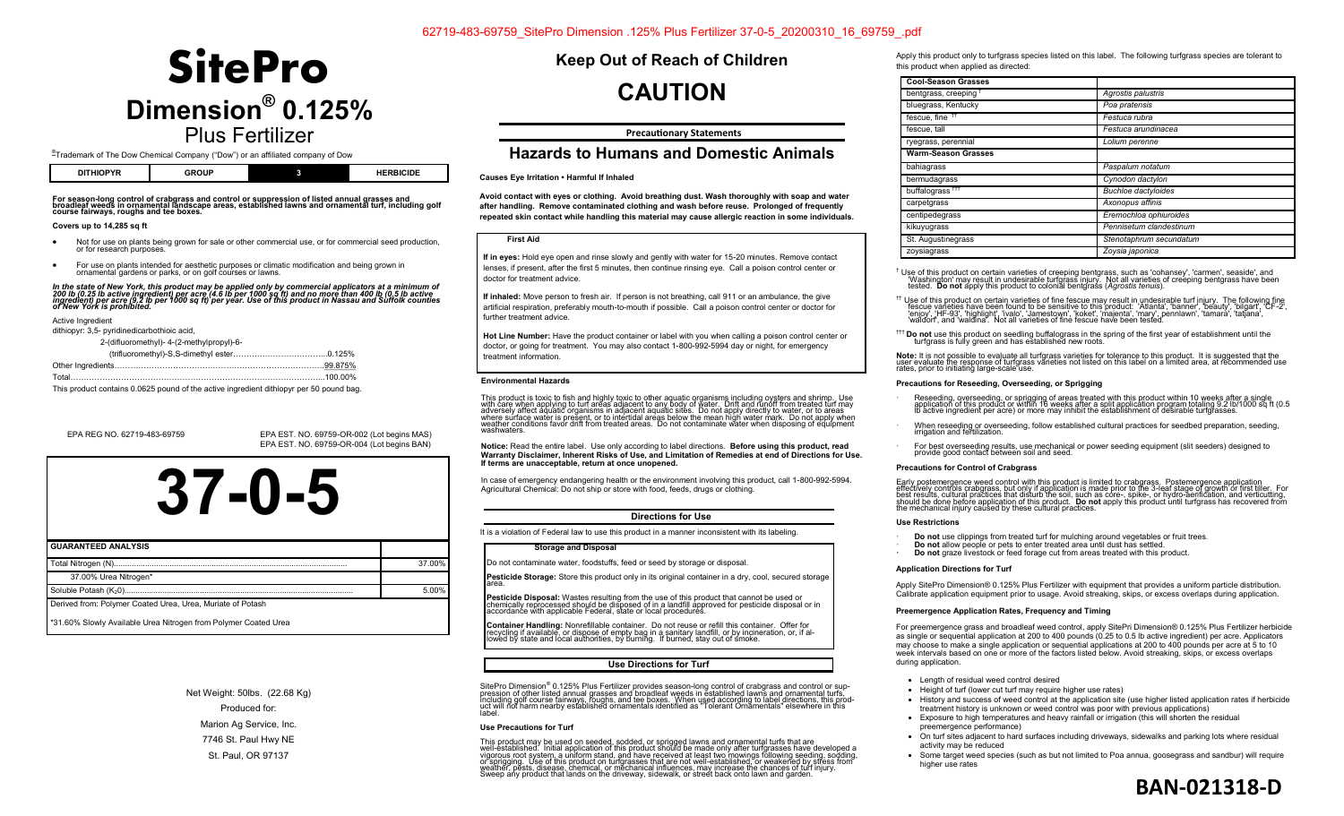# SitePro

# Dimension® 0.125%

## Plus Fertilizer

®Trademark of The Dow Chemical Company ("Dow") or an affiliated company of Dow

| DITHIOPYR | GROUP | 3 | HERBICIDE |
|---|---|---|---|

**For season-long control of crabgrass and control or suppression of listed annual grasses and broadleaf weeds in ornamental landscape areas, established lawns and ornamental turf, including golf course fairways, roughs and tee boxes.**

**Covers up to 14,285 sq ft**

- Not for use on plants being grown for sale or other commercial use, or for commercial seed production, or for research purposes.
- For use on plants intended for aesthetic purposes or climatic modification and being grown in ornamental gardens or parks, or on golf courses or lawns.

***In the state of New York, this product may be applied only by commercial applicators at a minimum of 200 lb (0.25 lb active ingredient) per acre (4.6 lb per 1000 sq ft) and no more than 400 lb (0.5 lb active ingredient) per acre (9.2 lb per 1000 sq ft) per year. Use of this product in Nassau and Suffolk counties of New York is prohibited.***

Active Ingredient

dithiopyr: 3,5- pyridinedicarbothioic acid,
2-(difluoromethyl)- 4-(2-methylpropyl)-6-
(trifluoromethyl)-S,S-dimethyl ester……………………………….0.125%

Other Ingredients…………………………………………………………………99.875%

Total……………………………………………………………………………….100.00%

This product contains 0.0625 pound of the active ingredient dithiopyr per 50 pound bag.

EPA REG NO. 62719-483-69759

EPA EST. NO. 69759-OR-002 (Lot begins MAS)
EPA EST. NO. 69759-OR-004 (Lot begins BAN)

# 37-0-5

| GUARANTEED ANALYSIS | |
|---|---|
| Total Nitrogen (N)…… | 37.00% |
| 37.00% Urea Nitrogen* | |
| Soluble Potash ($K_2O$)…… | 5.00% |
| Derived from: Polymer Coated Urea, Urea, Muriate of Potash | |
| *31.60% Slowly Available Urea Nitrogen from Polymer Coated Urea | |

Net Weight: 50lbs. (22.68 Kg)

Produced for:

Marion Ag Service, Inc.

7746 St. Paul Hwy NE

St. Paul, OR 97137

## Keep Out of Reach of Children

# CAUTION

**Precautionary Statements**

## Hazards to Humans and Domestic Animals

**Causes Eye Irritation • Harmful If Inhaled**

**Avoid contact with eyes or clothing. Avoid breathing dust. Wash thoroughly with soap and water after handling. Remove contaminated clothing and wash before reuse. Prolonged of frequently repeated skin contact while handling this material may cause allergic reaction in some individuals.**

**First Aid**

**If in eyes:** Hold eye open and rinse slowly and gently with water for 15-20 minutes. Remove contact lenses, if present, after the first 5 minutes, then continue rinsing eye. Call a poison control center or doctor for treatment advice.

**If inhaled:** Move person to fresh air. If person is not breathing, call 911 or an ambulance, the give artificial respiration, preferably mouth-to-mouth if possible. Call a poison control center or doctor for further treatment advice.

**Hot Line Number:** Have the product container or label with you when calling a poison control center or doctor, or going for treatment. You may also contact 1-800-992-5994 day or night, for emergency treatment information.

**Environmental Hazards**

This product is toxic to fish and highly toxic to other aquatic organisms including oysters and shrimp. Use with care when applying to turf areas adjacent to any body of water. Drift and runoff from treated turf may adversely affect aquatic organisms in adjacent aquatic sites. Do not apply directly to water, or to areas where surface water is present, or to intertidal areas below the mean high water mark. Do not apply when weather conditions favor drift from treated areas. Do not contaminate water when disposing of equipment washwaters.

**Notice:** Read the entire label. Use only according to label directions. **Before using this product, read Warranty Disclaimer, Inherent Risks of Use, and Limitation of Remedies at end of Directions for Use. If terms are unacceptable, return at once unopened.**

In case of emergency endangering health or the environment involving this product, call 1-800-992-5994. Agricultural Chemical: Do not ship or store with food, feeds, drugs or clothing.

**Directions for Use**

It is a violation of Federal law to use this product in a manner inconsistent with its labeling.

**Storage and Disposal**

Do not contaminate water, foodstuffs, feed or seed by storage or disposal.

**Pesticide Storage:** Store this product only in its original container in a dry, cool, secured storage area.

**Pesticide Disposal:** Wastes resulting from the use of this product that cannot be used or chemically reprocessed should be disposed of in a landfill approved for pesticide disposal or in accordance with applicable Federal, state or local procedures.

**Container Handling:** Nonrefillable container. Do not reuse or refill this container. Offer for recycling if available, or dispose of empty bag in a sanitary landfill, or by incineration, or, if allowed by state and local authorities, by burning. If burned, stay out of smoke.

**Use Directions for Turf**

SitePro Dimension® 0.125% Plus Fertilizer provides season-long control of crabgrass and control or suppression of other listed annual grasses and broadleaf weeds in established lawns and ornamental turfs, including golf course fairways, roughs, and tee boxes. When used according to label directions, this product will not harm nearby established ornamentals identified as "Tolerant Ornamentals" elsewhere in this label.

**Use Precautions for Turf**

This product may be used on seeded, sodded, or sprigged lawns and ornamental turfs that are well-established. Initial application of this product should be made only after turfgrasses have developed a vigorous root system, a uniform stand, and have received at least two mowings following seeding, sodding, or sprigging. Use of this product on turfgrasses that are not well-established, or weakened by stress from weather, pests, disease, chemical, or mechanical influences, may increase the chances of turf injury. Sweep any product that lands on the driveway, sidewalk, or street back onto lawn and garden.

Apply this product only to turfgrass species listed on this label. The following turfgrass species are tolerant to this product when applied as directed:

| **Cool-Season Grasses** | |
|---|---|
| bentgrass, creeping † | *Agrostis palustris* |
| bluegrass, Kentucky | *Poa pratensis* |
| fescue, fine †† | *Festuca rubra* |
| fescue, tall | *Festuca arundinacea* |
| ryegrass, perennial | *Lolium perenne* |
| **Warm-Season Grasses** | |
| bahiagrass | *Paspalum notatum* |
| bermudagrass | *Cynodon dactylon* |
| buffalograss ††† | *Buchloe dactyloides* |
| carpetgrass | *Axonopus affinis* |
| centipedegrass | *Eremochloa ophiuroides* |
| kikuyugrass | *Pennisetum clandestinum* |
| St. Augustinegrass | *Stenotaphrum secundatum* |
| zoysiagrass | *Zoysia japonica* |

† Use of this product on certain varieties of creeping bentgrass, such as 'cohansey', 'carmen', seaside', and 'Washington' may result in undesirable turfgrass injury. Not all varieties of creeping bentgrass have been tested. **Do not** apply this product to colonial bentgrass (*Agrostis tenuis*).

†† Use of this product on certain varieties of fine fescue may result in undesirable turf injury. The following fine fescue varieties have been found to be sensitive to this product: 'Atlanta', 'banner', 'beauty', 'biljart', 'CF-2', 'enjoy', 'HF-93', 'highlight', 'ivalo', 'Jamestown', 'koket', 'majenta', 'mary', pennlawn', 'tamara', 'tatjana', 'waldorf', and 'waldina'. Not all varieties of fine fescue have been tested.

††† **Do not** use this product on seedling buffalograss in the spring of the first year of establishment until the turfgrass is fully green and has established new roots.

**Note:** It is not possible to evaluate all turfgrass varieties for tolerance to this product. It is suggested that the user evaluate the response of turfgrass varieties not listed on this label on a limited area, at recommended use rates, prior to initiating large-scale use.

**Precautions for Reseeding, Overseeding, or Sprigging**

- Reseeding, overseeding, or sprigging of areas treated with this product within 10 weeks after a single application of this product or within 16 weeks after a split application program totaling 9.2 lb/1000 sq ft (0.5 lb active ingredient per acre) or more may inhibit the establishment of desirable turfgrasses.
- When reseeding or overseeding, follow established cultural practices for seedbed preparation, seeding, irrigation and fertilization.
- For best overseeding results, use mechanical or power seeding equipment (slit seeders) designed to provide good contact between soil and seed.

**Precautions for Control of Crabgrass**

Early postemergence weed control with this product is limited to crabgrass. Postemergence application effectively controls crabgrass, but only if application is made prior to the 3-leaf stage of growth or first tiller. For best results, cultural practices that disturb the soil, such as core-, spike-, or hydro-aerification, and verticutting, should be done before application of this product. **Do not** apply this product until turfgrass has recovered from the mechanical injury caused by these cultural practices.

**Use Restrictions**

- **Do not** use clippings from treated turf for mulching around vegetables or fruit trees.
- **Do not** allow people or pets to enter treated area until dust has settled.
- **Do not** graze livestock or feed forage cut from areas treated with this product.

**Application Directions for Turf**

Apply SitePro Dimension® 0.125% Plus Fertilizer with equipment that provides a uniform particle distribution. Calibrate application equipment prior to usage. Avoid streaking, skips, or excess overlaps during application.

**Preemergence Application Rates, Frequency and Timing**

For preemergence grass and broadleaf weed control, apply SitePro Dimension® 0.125% Plus Fertilizer herbicide as single or sequential application at 200 to 400 pounds (0.25 to 0.5 lb active ingredient) per acre. Applicators may choose to make a single application or sequential applications at 200 to 400 pounds per acre at 5 to 10 week intervals based on one or more of the factors listed below. Avoid streaking, skips, or excess overlaps during application.

- Length of residual weed control desired
- Height of turf (lower cut turf may require higher use rates)
- History and success of weed control at the application site (use higher listed application rates if herbicide treatment history is unknown or weed control was poor with previous applications)
- Exposure to high temperatures and heavy rainfall or irrigation (this will shorten the residual preemergence performance)
- On turf sites adjacent to hard surfaces including driveways, sidewalks and parking lots where residual activity may be reduced
- Some target weed species (such as but not limited to Poa annua, goosegrass and sandbur) will require higher use rates

**BAN-021318-D**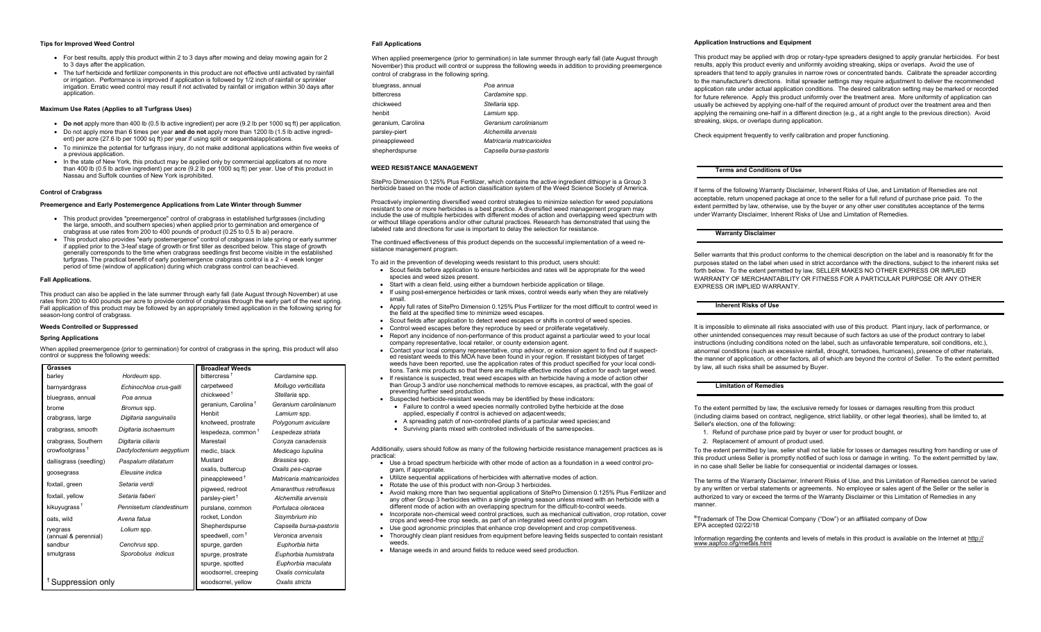### Tips for Improved Weed Control

- For best results, apply this product within 2 to 3 days after mowing and delay mowing again for 2 to 3 days after the application.
- The turf herbicide and fertilizer components in this product are not effective until activated by rainfall or irrigation. Performance is improved if application is followed by 1/2 inch of rainfall or sprinkler irrigation. Erratic weed control may result if not activated by rainfall or irrigation within 30 days after application.

### Maximum Use Rates (Applies to all Turfgrass Uses)

- **Do not** apply more than 400 lb (0.5 lb active ingredient) per acre (9.2 lb per 1000 sq ft) per application.
- Do not apply more than 6 times per year **and do not** apply more than 1200 lb (1.5 lb active ingredient) per acre (27.6 lb per 1000 sq ft) per year if using split or sequentialapplications.
- To minimize the potential for turfgrass injury, do not make additional applications within five weeks of a previous application.
- In the state of New York, this product may be applied only by commercial applicators at no more than 400 lb (0.5 lb active ingredient) per acre (9.2 lb per 1000 sq ft) per year. Use of this product in Nassau and Suffolk counties of New York isprohibited.

### Control of Crabgrass

#### Preemergence and Early Postemergence Applications from Late Winter through Summer

- This product provides "preemergence" control of crabgrass in established turfgrasses (including the large, smooth, and southern species) when applied prior to germination and emergence of crabgrass at use rates from 200 to 400 pounds of product (0.25 to 0.5 lb ai) peracre.
- This product also provides "early postemergence" control of crabgrass in late spring or early summer if applied prior to the 3-leaf stage of growth or first tiller as described below. This stage of growth generally corresponds to the time when crabgrass seedlings first become visible in the established turfgrass. The practical benefit of early postemergence crabgrass control is a 2 - 4 week longer period of time (window of application) during which crabgrass control can beachieved.

#### Fall Applications.

This product can also be applied in the late summer through early fall (late August through November) at use rates from 200 to 400 pounds per acre to provide control of crabgrass through the early part of the next spring. Fall application of this product may be followed by an appropriately timed application in the following spring for season-long control of crabgrass.

### Weeds Controlled or Suppressed

#### Spring Applications

When applied preemergence (prior to germination) for control of crabgrass in the spring, this product will also control or suppress the following weeds:

| Grasses | | Broadleaf Weeds | |
|---|---|---|---|
| barley | *Hordeum* spp. | bittercress † | *Cardamine* spp. |
| barnyardgrass | *Echinochloa crus-galli* | carpetweed | *Mollugo verticillata* |
| bluegrass, annual | *Poa annua* | chickweed † | *Stellaria* spp. |
| brome | *Bromus* spp. | geranium, Carolina † | *Geranium carolinianum* |
| crabgrass, large | *Digitaria sanguinalis* | Henbit | *Lamium* spp. |
| crabgrass, smooth | *Digitaria ischaemum* | knotweed, prostrate | *Polygonum aviculare* |
| | | lespedeza, common † | *Lespedeza striata* |
| crabgrass, Southern | *Digitaria ciliaris* | Marestail | *Conyza canadensis* |
| crowfootgrass † | *Dactyloctenium aegyptium* | medic, black | *Medicago lupulina* |
| dallisgrass (seedling) | *Paspalum dilatatum* | Mustard | *Brassica* spp. |
| goosegrass | *Eleusine indica* | oxalis, buttercup | *Oxalis pes-caprae* |
| | | pineappleweed † | *Matricaria matricarioides* |
| foxtail, green | *Setaria verdi* | pigweed, redroot | *Amaranthus retroflexus* |
| foxtail, yellow | *Setaria faberi* | parsley-piert † | *Alchemilla arvensis* |
| kikuyugrass † | *Pennisetum clandestinum* | purslane, common | *Portulaca oleracea* |
| oats, wild | *Avena fatua* | rocket, London | *Sisymbrium irio* |
| ryegrass (annual & perennial) | *Lolium* spp. | Shepherdspurse | *Capsella bursa-pastoris* |
| | | speedwell, corn † | *Veronica arvensis* |
| sandbur | *Cenchrus* spp. | spurge, garden | *Euphorbia hirta* |
| smutgrass | *Sporobolus indicus* | spurge, prostrate | *Euphorbia humistrata* |
| | | spurge, spotted | *Euphorbia maculata* |
| | | woodsorrel, creeping | *Oxalis corniculata* |
| | | woodsorrel, yellow | *Oxalis stricta* |

† Suppression only

#### Fall Applications

When applied preemergence (prior to germination) in late summer through early fall (late August through November) this product will control or suppress the following weeds in addition to providing preemergence control of crabgrass in the following spring.

| | |
|---|---|
| bluegrass, annual | *Poa annua* |
| bittercress | *Cardamine* spp. |
| chickweed | *Stellaria* spp. |
| henbit | *Lamium* spp. |
| geranium, Carolina | *Geranium carolinianum* |
| parsley-piert | *Alchemilla arvensis* |
| pineappleweed | *Matricaria matricarioides* |
| shepherdspurse | *Capsella bursa-pastoris* |

### WEED RESISTANCE MANAGEMENT

SitePro Dimension 0.125% Plus Fertilizer, which contains the active ingredient dithiopyr is a Group 3 herbicide based on the mode of action classification system of the Weed Science Society of America.

Proactively implementing diversified weed control strategies to minimize selection for weed populations resistant to one or more herbicides is a best practice. A diversified weed management program may include the use of multiple herbicides with different modes of action and overlapping weed spectrum with or without tillage operations and/or other cultural practices. Research has demonstrated that using the labeled rate and directions for use is important to delay the selection for resistance.

The continued effectiveness of this product depends on the successful implementation of a weed resistance management program.

To aid in the prevention of developing weeds resistant to this product, users should:

- Scout fields before application to ensure herbicides and rates will be appropriate for the weed species and weed sizes present.
- Start with a clean field, using either a burndown herbicide application or tillage.
- If using post-emergence herbicides or tank mixes, control weeds early when they are relatively small.
- Apply full rates of SitePro Dimension 0.125% Plus Fertilizer for the most difficult to control weed in the field at the specified time to minimize weed escapes.
- Scout fields after application to detect weed escapes or shifts in control of weed species.
- Control weed escapes before they reproduce by seed or proliferate vegetatively.
- Report any incidence of non-performance of this product against a particular weed to your local company representative, local retailer, or county extension agent.
- Contact your local company representative, crop advisor, or extension agent to find out if suspected resistant weeds to this MOA have been found in your region. If resistant biotypes of target weeds have been reported, use the application rates of this product specified for your local conditions. Tank mix products so that there are multiple effective modes of action for each target weed.
- If resistance is suspected, treat weed escapes with an herbicide having a mode of action other than Group 3 and/or use nonchemical methods to remove escapes, as practical, with the goal of preventing further seed production.
- Suspected herbicide-resistant weeds may be identified by these indicators:
  - Failure to control a weed species normally controlled bythe herbicide at the dose applied, especially if control is achieved on adjacentweeds;
  - A spreading patch of non-controlled plants of a particular weed species;and
  - Surviving plants mixed with controlled individuals of the samespecies.

Additionally, users should follow as many of the following herbicide resistance management practices as is practical:

- Use a broad spectrum herbicide with other mode of action as a foundation in a weed control program, if appropriate.
- Utilize sequential applications of herbicides with alternative modes of action.
- Rotate the use of this product with non-Group 3 herbicides.
- Avoid making more than two sequential applications of SitePro Dimension 0.125% Plus Fertilizer and any other Group 3 herbicides within a single growing season unless mixed with an herbicide with a different mode of action with an overlapping spectrum for the difficult-to-control weeds.
- Incorporate non-chemical weed control practices, such as mechanical cultivation, crop rotation, cover crops and weed-free crop seeds, as part of an integrated weed control program.
- Use good agronomic principles that enhance crop development and crop competitiveness.
- Thoroughly clean plant residues from equipment before leaving fields suspected to contain resistant weeds.
- Manage weeds in and around fields to reduce weed seed production.

### Application Instructions and Equipment

This product may be applied with drop or rotary-type spreaders designed to apply granular herbicides. For best results, apply this product evenly and uniformly avoiding streaking, skips or overlaps. Avoid the use of spreaders that tend to apply granules in narrow rows or concentrated bands. Calibrate the spreader according to the manufacturer's directions. Initial spreader settings may require adjustment to deliver the recommended application rate under actual application conditions. The desired calibration setting may be marked or recorded for future reference. Apply this product uniformly over the treatment area. More uniformity of application can usually be achieved by applying one-half of the required amount of product over the treatment area and then applying the remaining one-half in a different direction (e.g., at a right angle to the previous direction). Avoid streaking, skips, or overlaps during application.

Check equipment frequently to verify calibration and proper functioning.

### Terms and Conditions of Use

If terms of the following Warranty Disclaimer, Inherent Risks of Use, and Limitation of Remedies are not acceptable, return unopened package at once to the seller for a full refund of purchase price paid. To the extent permitted by law, otherwise, use by the buyer or any other user constitutes acceptance of the terms under Warranty Disclaimer, Inherent Risks of Use and Limitation of Remedies.

### Warranty Disclaimer

Seller warrants that this product conforms to the chemical description on the label and is reasonably fit for the purposes stated on the label when used in strict accordance with the directions, subject to the inherent risks set forth below. To the extent permitted by law, SELLER MAKES NO OTHER EXPRESS OR IMPLIED WARRANTY OF MERCHANTABILITY OR FITNESS FOR A PARTICULAR PURPOSE OR ANY OTHER EXPRESS OR IMPLIED WARRANTY.

### Inherent Risks of Use

It is impossible to eliminate all risks associated with use of this product. Plant injury, lack of performance, or other unintended consequences may result because of such factors as use of the product contrary to label instructions (including conditions noted on the label, such as unfavorable temperature, soil conditions, etc.), abnormal conditions (such as excessive rainfall, drought, tornadoes, hurricanes), presence of other materials, the manner of application, or other factors, all of which are beyond the control of Seller. To the extent permitted by law, all such risks shall be assumed by Buyer.

### Limitation of Remedies

To the extent permitted by law, the exclusive remedy for losses or damages resulting from this product (including claims based on contract, negligence, strict liability, or other legal theories), shall be limited to, at Seller's election, one of the following:

1. Refund of purchase price paid by buyer or user for product bought, or
2. Replacement of amount of product used.

To the extent permitted by law, seller shall not be liable for losses or damages resulting from handling or use of this product unless Seller is promptly notified of such loss or damage in writing. To the extent permitted by law, in no case shall Seller be liable for consequential or incidental damages or losses.

The terms of the Warranty Disclaimer, Inherent Risks of Use, and this Limitation of Remedies cannot be varied by any written or verbal statements or agreements. No employee or sales agent of the Seller or the seller is authorized to vary or exceed the terms of the Warranty Disclaimer or this Limitation of Remedies in any manner.

®Trademark of The Dow Chemical Company ("Dow") or an affiliated company of Dow
EPA accepted 02/22/18

Information regarding the contents and levels of metals in this product is available on the Internet at http://www.aapfco.org/metals.html